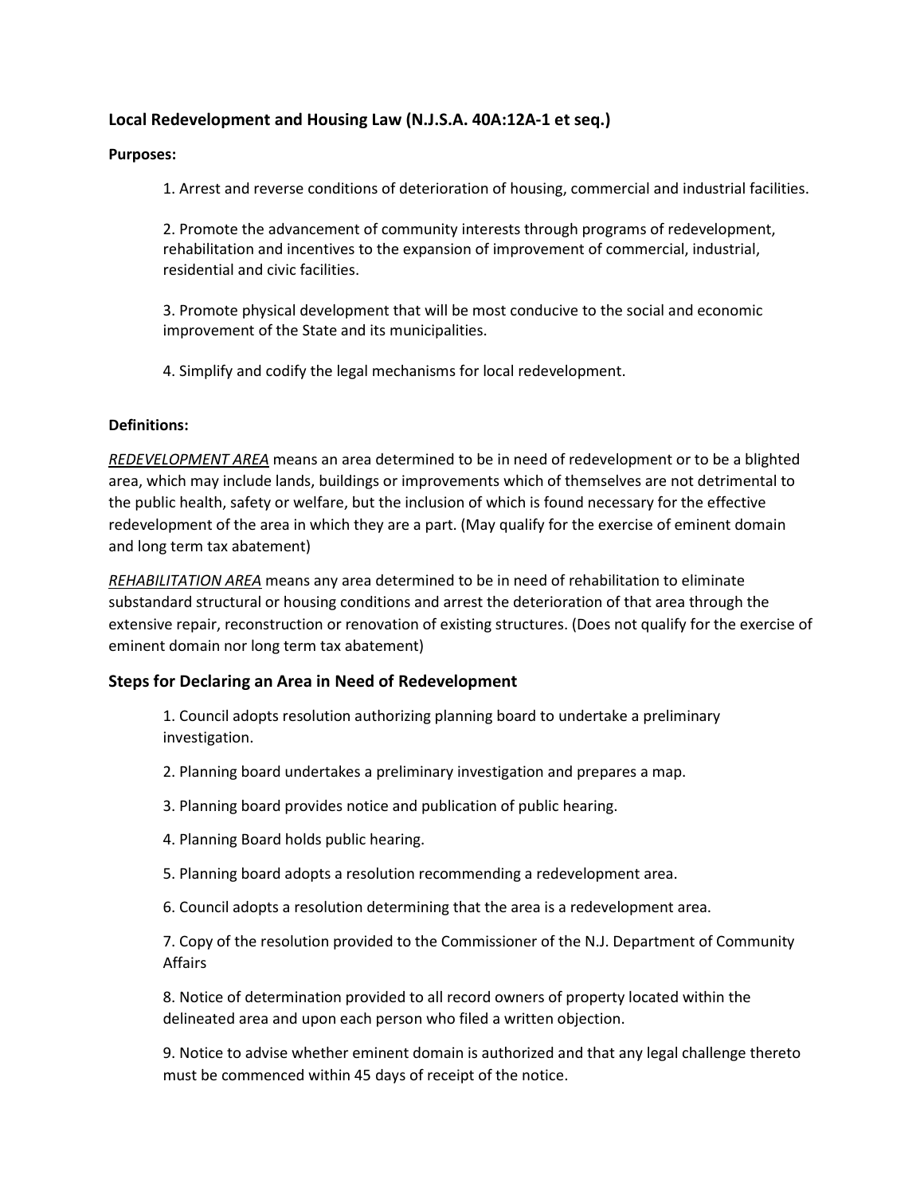### Local Redevelopment and Housing Law (N.J.S.A. 40A:12A-1 et seq.)

**Purposes:**

1. Arrest and reverse conditions of deterioration of housing, commercial and industrial facilities.

2. Promote the advancement of community interests through programs of redevelopment, rehabilitation and incentives to the expansion of improvement of commercial, industrial, residential and civic facilities.

3. Promote physical development that will be most conducive to the social and economic improvement of the State and its municipalities.

4. Simplify and codify the legal mechanisms for local redevelopment.

**Definitions:**

*REDEVELOPMENT AREA* means an area determined to be in need of redevelopment or to be a blighted area, which may include lands, buildings or improvements which of themselves are not detrimental to the public health, safety or welfare, but the inclusion of which is found necessary for the effective redevelopment of the area in which they are a part. (May qualify for the exercise of eminent domain and long term tax abatement)

*REHABILITATION AREA* means any area determined to be in need of rehabilitation to eliminate substandard structural or housing conditions and arrest the deterioration of that area through the extensive repair, reconstruction or renovation of existing structures. (Does not qualify for the exercise of eminent domain nor long term tax abatement)

### Steps for Declaring an Area in Need of Redevelopment

1. Council adopts resolution authorizing planning board to undertake a preliminary investigation.

2. Planning board undertakes a preliminary investigation and prepares a map.

3. Planning board provides notice and publication of public hearing.

4. Planning Board holds public hearing.

5. Planning board adopts a resolution recommending a redevelopment area.

6. Council adopts a resolution determining that the area is a redevelopment area.

7. Copy of the resolution provided to the Commissioner of the N.J. Department of Community Affairs

8. Notice of determination provided to all record owners of property located within the delineated area and upon each person who filed a written objection.

9. Notice to advise whether eminent domain is authorized and that any legal challenge thereto must be commenced within 45 days of receipt of the notice.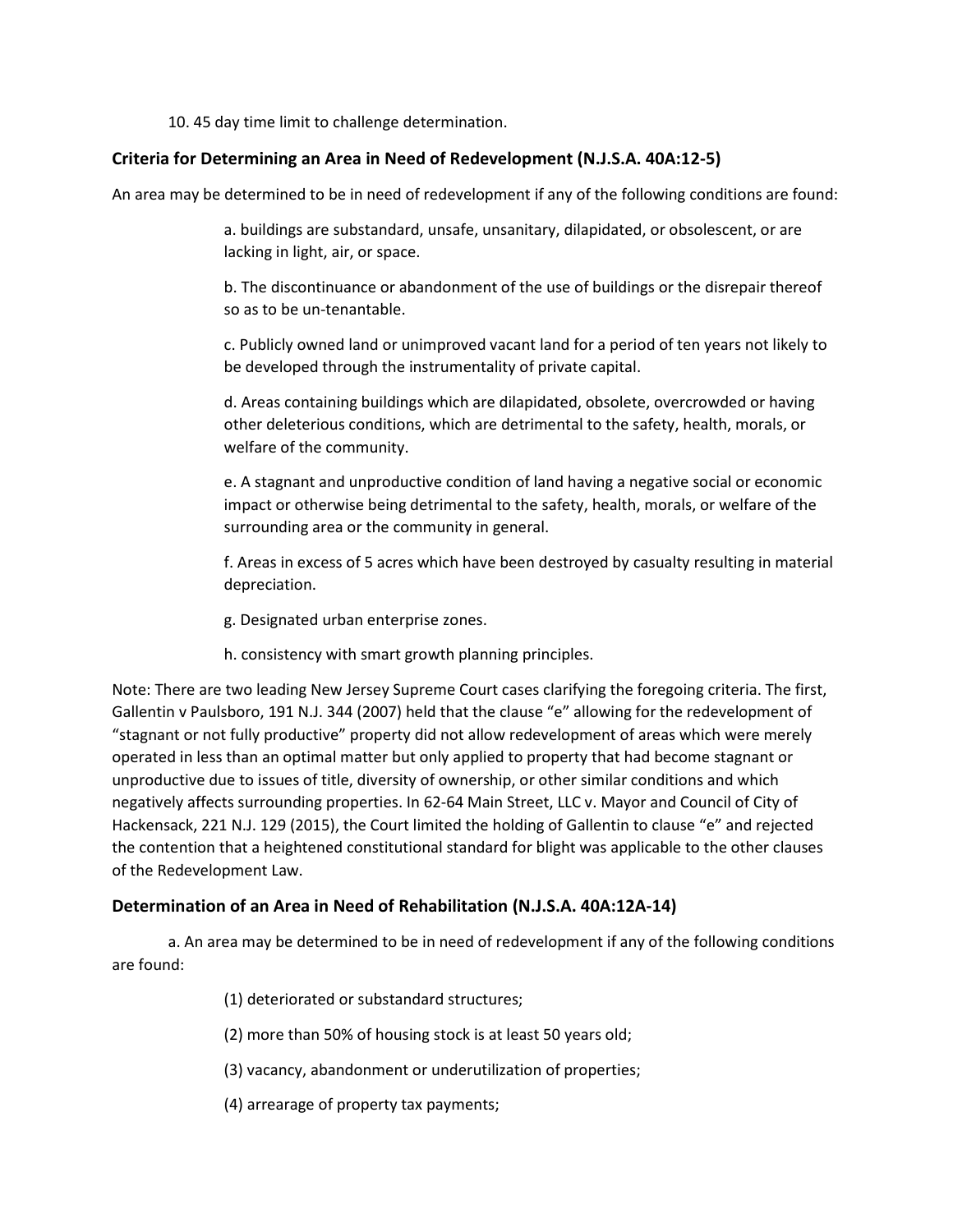10. 45 day time limit to challenge determination.

### Criteria for Determining an Area in Need of Redevelopment (N.J.S.A. 40A:12-5)

An area may be determined to be in need of redevelopment if any of the following conditions are found:

> a. buildings are substandard, unsafe, unsanitary, dilapidated, or obsolescent, or are lacking in light, air, or space.
>
> b. The discontinuance or abandonment of the use of buildings or the disrepair thereof so as to be un-tenantable.
>
> c. Publicly owned land or unimproved vacant land for a period of ten years not likely to be developed through the instrumentality of private capital.
>
> d. Areas containing buildings which are dilapidated, obsolete, overcrowded or having other deleterious conditions, which are detrimental to the safety, health, morals, or welfare of the community.
>
> e. A stagnant and unproductive condition of land having a negative social or economic impact or otherwise being detrimental to the safety, health, morals, or welfare of the surrounding area or the community in general.
>
> f. Areas in excess of 5 acres which have been destroyed by casualty resulting in material depreciation.
>
> g. Designated urban enterprise zones.
>
> h. consistency with smart growth planning principles.

Note: There are two leading New Jersey Supreme Court cases clarifying the foregoing criteria. The first, Gallentin v Paulsboro, 191 N.J. 344 (2007) held that the clause "e" allowing for the redevelopment of "stagnant or not fully productive" property did not allow redevelopment of areas which were merely operated in less than an optimal matter but only applied to property that had become stagnant or unproductive due to issues of title, diversity of ownership, or other similar conditions and which negatively affects surrounding properties. In 62-64 Main Street, LLC v. Mayor and Council of City of Hackensack, 221 N.J. 129 (2015), the Court limited the holding of Gallentin to clause "e" and rejected the contention that a heightened constitutional standard for blight was applicable to the other clauses of the Redevelopment Law.

### Determination of an Area in Need of Rehabilitation (N.J.S.A. 40A:12A-14)

a. An area may be determined to be in need of redevelopment if any of the following conditions are found:

> (1) deteriorated or substandard structures;
>
> (2) more than 50% of housing stock is at least 50 years old;
>
> (3) vacancy, abandonment or underutilization of properties;
>
> (4) arrearage of property tax payments;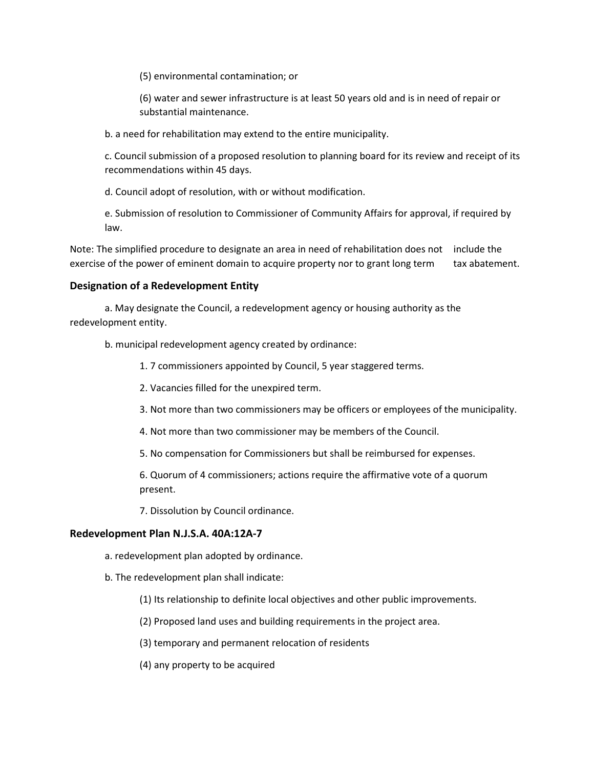(5) environmental contamination; or

(6) water and sewer infrastructure is at least 50 years old and is in need of repair or substantial maintenance.

b. a need for rehabilitation may extend to the entire municipality.

c. Council submission of a proposed resolution to planning board for its review and receipt of its recommendations within 45 days.

d. Council adopt of resolution, with or without modification.

e. Submission of resolution to Commissioner of Community Affairs for approval, if required by law.

Note: The simplified procedure to designate an area in need of rehabilitation does not include the exercise of the power of eminent domain to acquire property nor to grant long term tax abatement.

### Designation of a Redevelopment Entity

a. May designate the Council, a redevelopment agency or housing authority as the redevelopment entity.

b. municipal redevelopment agency created by ordinance:

1. 7 commissioners appointed by Council, 5 year staggered terms.
2. Vacancies filled for the unexpired term.
3. Not more than two commissioners may be officers or employees of the municipality.
4. Not more than two commissioner may be members of the Council.
5. No compensation for Commissioners but shall be reimbursed for expenses.
6. Quorum of 4 commissioners; actions require the affirmative vote of a quorum present.
7. Dissolution by Council ordinance.

### Redevelopment Plan N.J.S.A. 40A:12A-7

a. redevelopment plan adopted by ordinance.

b. The redevelopment plan shall indicate:

(1) Its relationship to definite local objectives and other public improvements.

(2) Proposed land uses and building requirements in the project area.

(3) temporary and permanent relocation of residents

(4) any property to be acquired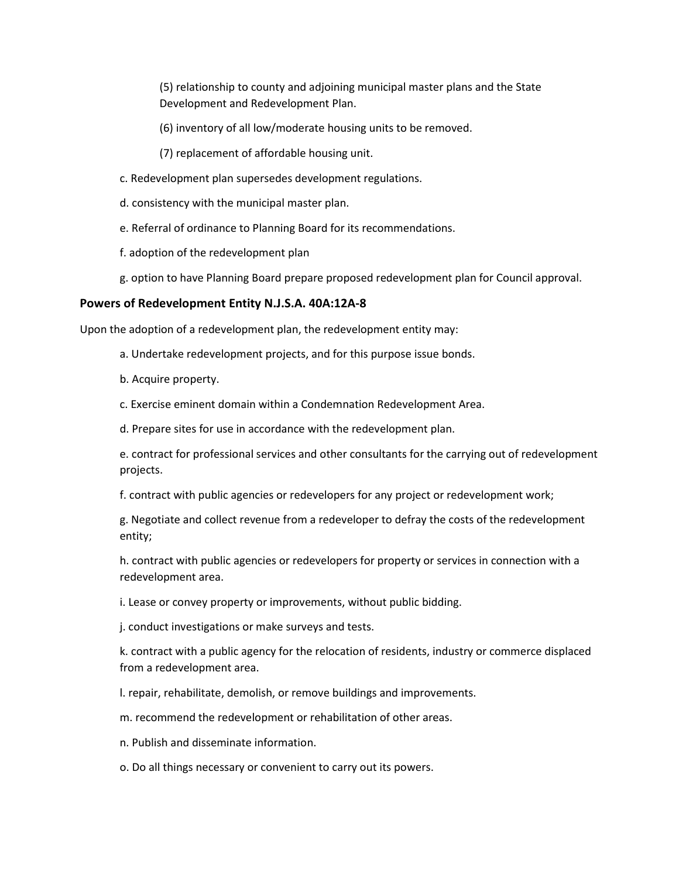(5) relationship to county and adjoining municipal master plans and the State Development and Redevelopment Plan.

(6) inventory of all low/moderate housing units to be removed.

(7) replacement of affordable housing unit.

c. Redevelopment plan supersedes development regulations.

d. consistency with the municipal master plan.

e. Referral of ordinance to Planning Board for its recommendations.

f. adoption of the redevelopment plan

g. option to have Planning Board prepare proposed redevelopment plan for Council approval.

### Powers of Redevelopment Entity N.J.S.A. 40A:12A-8

Upon the adoption of a redevelopment plan, the redevelopment entity may:

a. Undertake redevelopment projects, and for this purpose issue bonds.

b. Acquire property.

c. Exercise eminent domain within a Condemnation Redevelopment Area.

d. Prepare sites for use in accordance with the redevelopment plan.

e. contract for professional services and other consultants for the carrying out of redevelopment projects.

f. contract with public agencies or redevelopers for any project or redevelopment work;

g. Negotiate and collect revenue from a redeveloper to defray the costs of the redevelopment entity;

h. contract with public agencies or redevelopers for property or services in connection with a redevelopment area.

i. Lease or convey property or improvements, without public bidding.

j. conduct investigations or make surveys and tests.

k. contract with a public agency for the relocation of residents, industry or commerce displaced from a redevelopment area.

l. repair, rehabilitate, demolish, or remove buildings and improvements.

m. recommend the redevelopment or rehabilitation of other areas.

n. Publish and disseminate information.

o. Do all things necessary or convenient to carry out its powers.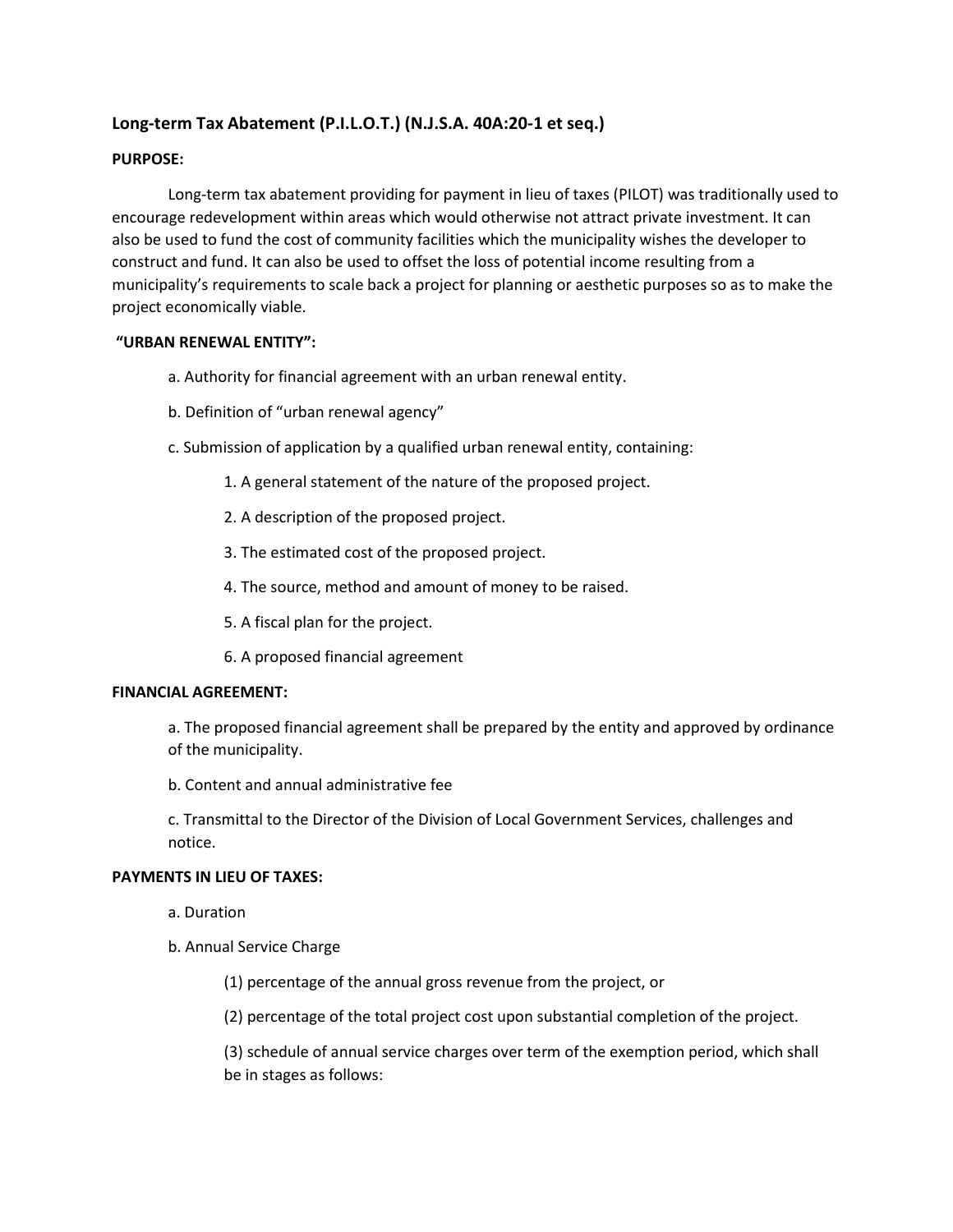## Long-term Tax Abatement (P.I.L.O.T.) (N.J.S.A. 40A:20-1 et seq.)

**PURPOSE:**

Long-term tax abatement providing for payment in lieu of taxes (PILOT) was traditionally used to encourage redevelopment within areas which would otherwise not attract private investment. It can also be used to fund the cost of community facilities which the municipality wishes the developer to construct and fund. It can also be used to offset the loss of potential income resulting from a municipality's requirements to scale back a project for planning or aesthetic purposes so as to make the project economically viable.

**"URBAN RENEWAL ENTITY":**

a. Authority for financial agreement with an urban renewal entity.

b. Definition of "urban renewal agency"

c. Submission of application by a qualified urban renewal entity, containing:

1. A general statement of the nature of the proposed project.
2. A description of the proposed project.
3. The estimated cost of the proposed project.
4. The source, method and amount of money to be raised.
5. A fiscal plan for the project.
6. A proposed financial agreement

**FINANCIAL AGREEMENT:**

a. The proposed financial agreement shall be prepared by the entity and approved by ordinance of the municipality.

b. Content and annual administrative fee

c. Transmittal to the Director of the Division of Local Government Services, challenges and notice.

**PAYMENTS IN LIEU OF TAXES:**

a. Duration

b. Annual Service Charge

(1) percentage of the annual gross revenue from the project, or

(2) percentage of the total project cost upon substantial completion of the project.

(3) schedule of annual service charges over term of the exemption period, which shall be in stages as follows: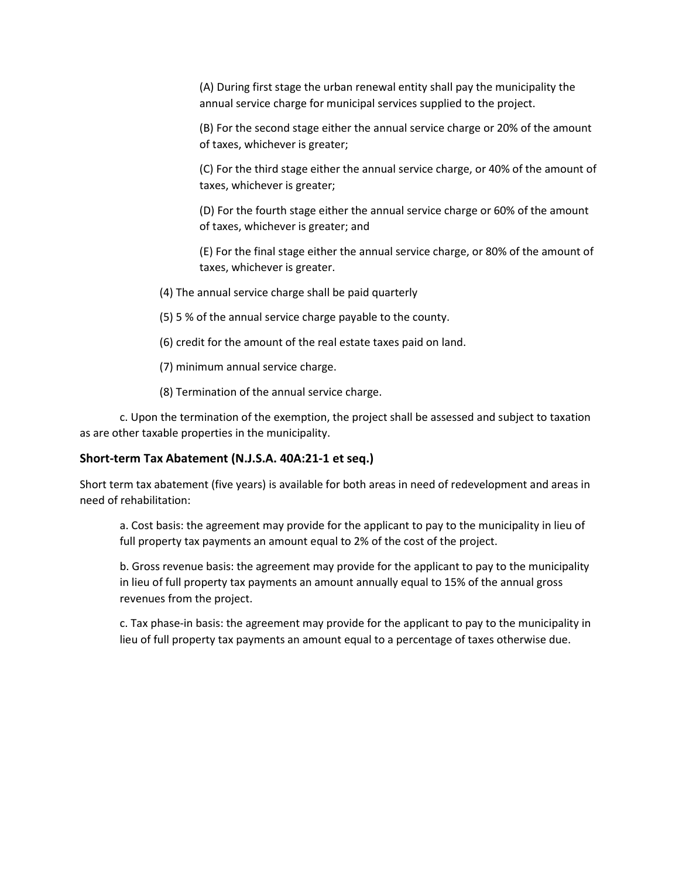(A) During first stage the urban renewal entity shall pay the municipality the annual service charge for municipal services supplied to the project.

(B) For the second stage either the annual service charge or 20% of the amount of taxes, whichever is greater;

(C) For the third stage either the annual service charge, or 40% of the amount of taxes, whichever is greater;

(D) For the fourth stage either the annual service charge or 60% of the amount of taxes, whichever is greater; and

(E) For the final stage either the annual service charge, or 80% of the amount of taxes, whichever is greater.

(4) The annual service charge shall be paid quarterly

(5) 5 % of the annual service charge payable to the county.

(6) credit for the amount of the real estate taxes paid on land.

(7) minimum annual service charge.

(8) Termination of the annual service charge.

c. Upon the termination of the exemption, the project shall be assessed and subject to taxation as are other taxable properties in the municipality.

### Short-term Tax Abatement (N.J.S.A. 40A:21-1 et seq.)

Short term tax abatement (five years) is available for both areas in need of redevelopment and areas in need of rehabilitation:

a. Cost basis: the agreement may provide for the applicant to pay to the municipality in lieu of full property tax payments an amount equal to 2% of the cost of the project.

b. Gross revenue basis: the agreement may provide for the applicant to pay to the municipality in lieu of full property tax payments an amount annually equal to 15% of the annual gross revenues from the project.

c. Tax phase-in basis: the agreement may provide for the applicant to pay to the municipality in lieu of full property tax payments an amount equal to a percentage of taxes otherwise due.